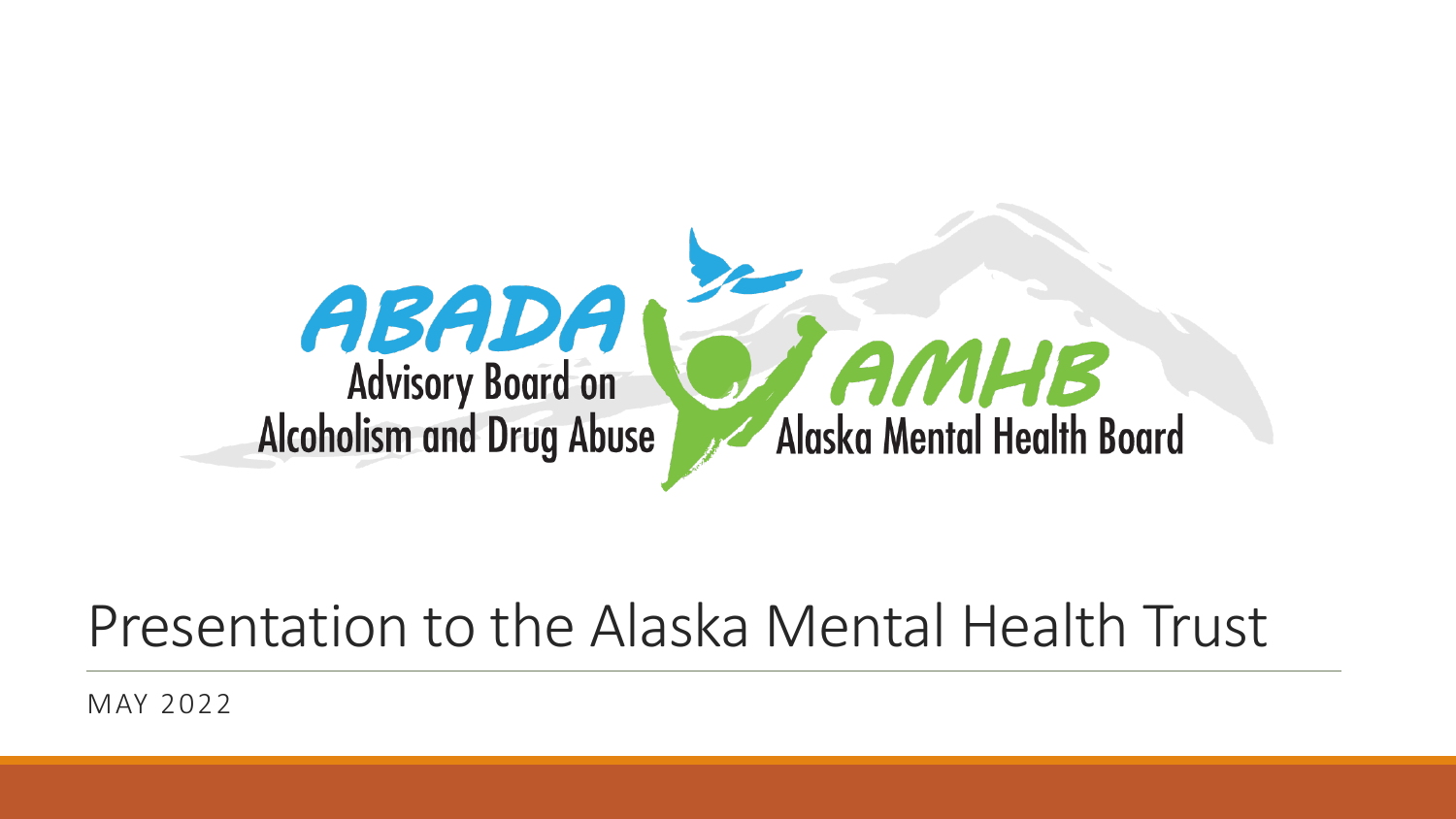ABADA
Advisory Board on Alcoholism and Drug Abuse

AMHB
Alaska Mental Health Board

# Presentation to the Alaska Mental Health Trust

MAY 2022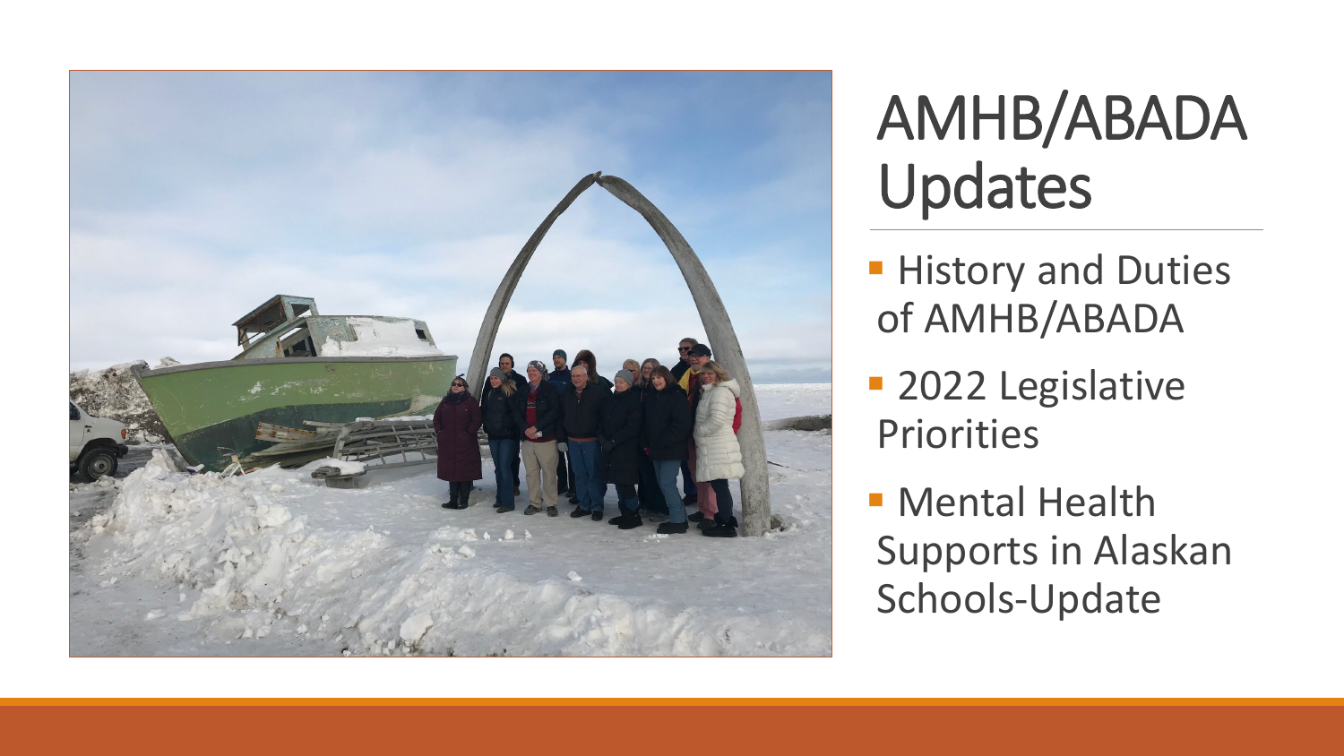# AMHB/ABADA Updates

- History and Duties of AMHB/ABADA
- 2022 Legislative Priorities
- Mental Health Supports in Alaskan Schools-Update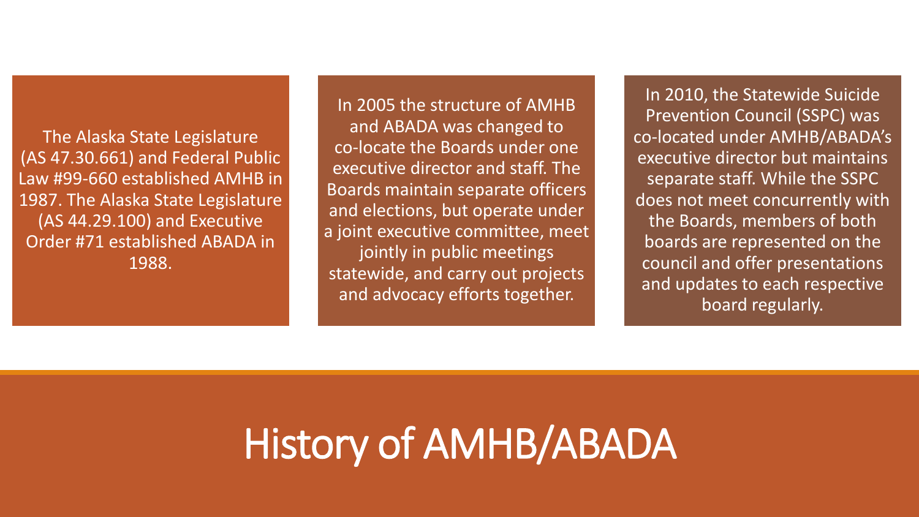# History of AMHB/ABADA

The Alaska State Legislature (AS 47.30.661) and Federal Public Law #99-660 established AMHB in 1987. The Alaska State Legislature (AS 44.29.100) and Executive Order #71 established ABADA in 1988.

In 2005 the structure of AMHB and ABADA was changed to co-locate the Boards under one executive director and staff. The Boards maintain separate officers and elections, but operate under a joint executive committee, meet jointly in public meetings statewide, and carry out projects and advocacy efforts together.

In 2010, the Statewide Suicide Prevention Council (SSPC) was co-located under AMHB/ABADA's executive director but maintains separate staff. While the SSPC does not meet concurrently with the Boards, members of both boards are represented on the council and offer presentations and updates to each respective board regularly.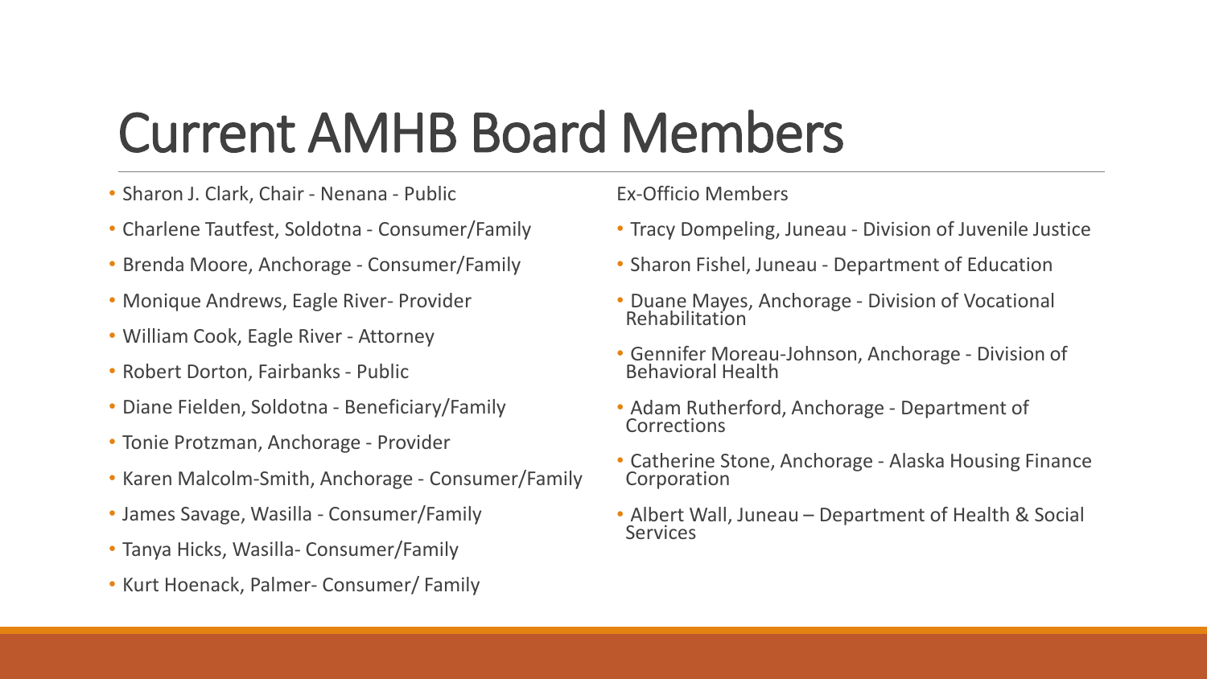# Current AMHB Board Members

- Sharon J. Clark, Chair - Nenana - Public
- Charlene Tautfest, Soldotna - Consumer/Family
- Brenda Moore, Anchorage - Consumer/Family
- Monique Andrews, Eagle River- Provider
- William Cook, Eagle River - Attorney
- Robert Dorton, Fairbanks - Public
- Diane Fielden, Soldotna - Beneficiary/Family
- Tonie Protzman, Anchorage - Provider
- Karen Malcolm-Smith, Anchorage - Consumer/Family
- James Savage, Wasilla - Consumer/Family
- Tanya Hicks, Wasilla- Consumer/Family
- Kurt Hoenack, Palmer- Consumer/ Family

Ex-Officio Members

- Tracy Dompeling, Juneau - Division of Juvenile Justice
- Sharon Fishel, Juneau - Department of Education
- Duane Mayes, Anchorage - Division of Vocational Rehabilitation
- Gennifer Moreau-Johnson, Anchorage - Division of Behavioral Health
- Adam Rutherford, Anchorage - Department of Corrections
- Catherine Stone, Anchorage - Alaska Housing Finance Corporation
- Albert Wall, Juneau – Department of Health & Social Services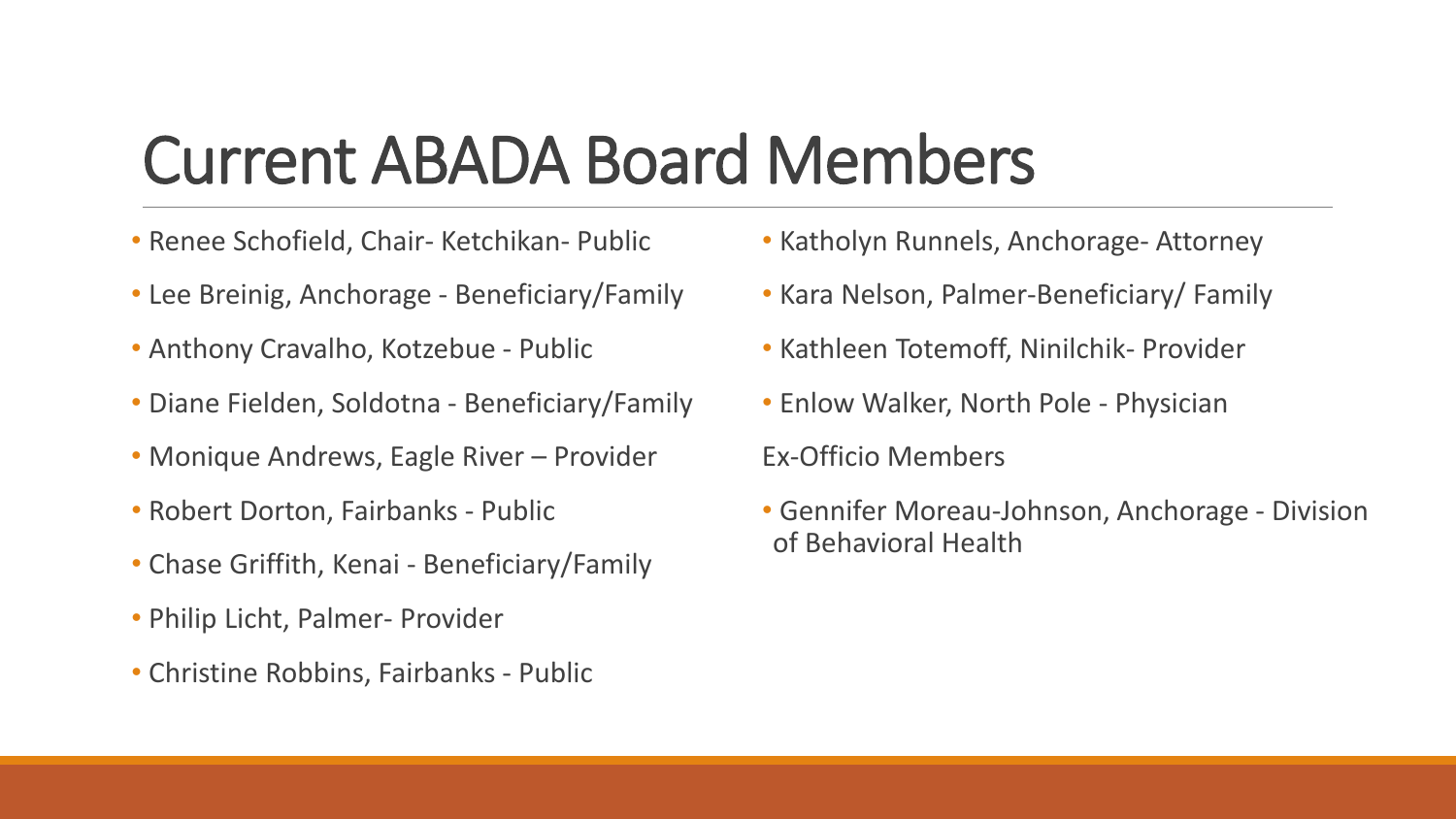# Current ABADA Board Members

- Renee Schofield, Chair- Ketchikan- Public
- Lee Breinig, Anchorage - Beneficiary/Family
- Anthony Cravalho, Kotzebue - Public
- Diane Fielden, Soldotna - Beneficiary/Family
- Monique Andrews, Eagle River – Provider
- Robert Dorton, Fairbanks - Public
- Chase Griffith, Kenai - Beneficiary/Family
- Philip Licht, Palmer- Provider
- Christine Robbins, Fairbanks - Public
- Katholyn Runnels, Anchorage- Attorney
- Kara Nelson, Palmer-Beneficiary/ Family
- Kathleen Totemoff, Ninilchik- Provider
- Enlow Walker, North Pole - Physician

Ex-Officio Members

- Gennifer Moreau-Johnson, Anchorage - Division of Behavioral Health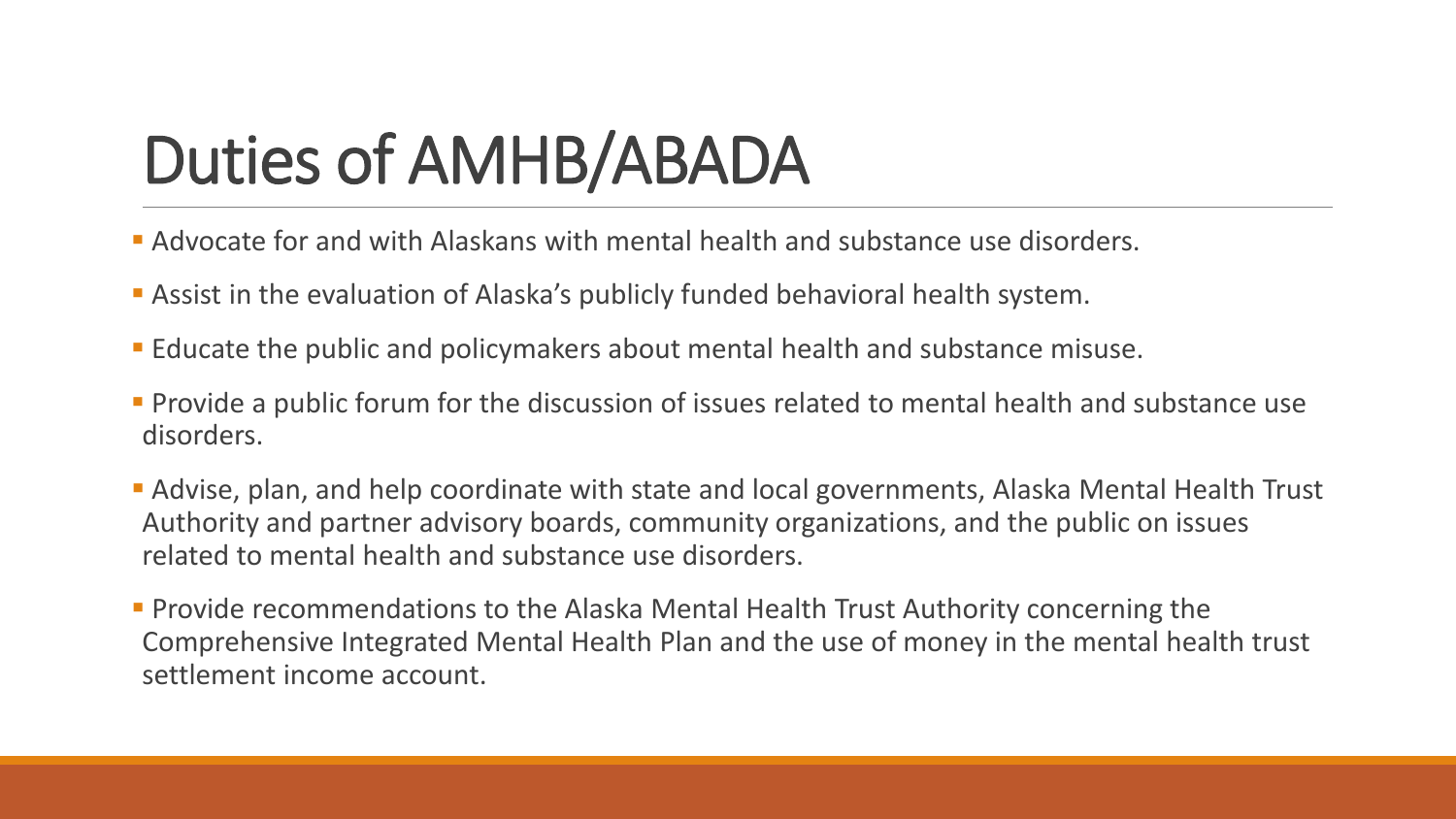# Duties of AMHB/ABADA

- Advocate for and with Alaskans with mental health and substance use disorders.
- Assist in the evaluation of Alaska's publicly funded behavioral health system.
- Educate the public and policymakers about mental health and substance misuse.
- Provide a public forum for the discussion of issues related to mental health and substance use disorders.
- Advise, plan, and help coordinate with state and local governments, Alaska Mental Health Trust Authority and partner advisory boards, community organizations, and the public on issues related to mental health and substance use disorders.
- Provide recommendations to the Alaska Mental Health Trust Authority concerning the Comprehensive Integrated Mental Health Plan and the use of money in the mental health trust settlement income account.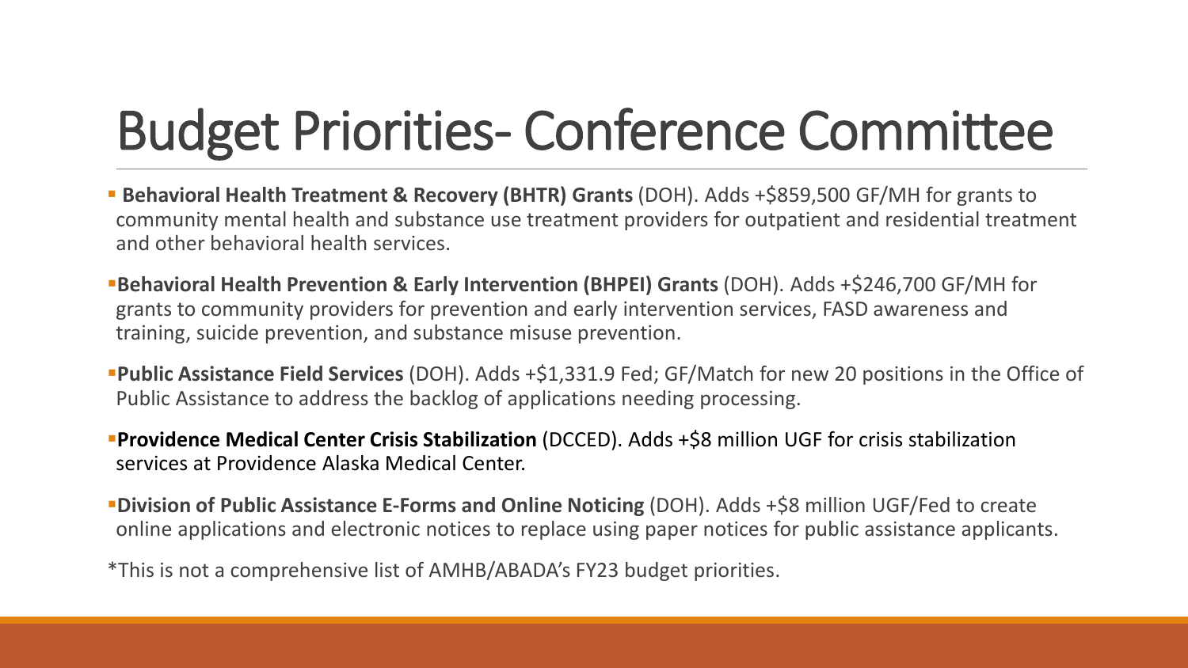# Budget Priorities- Conference Committee

- **Behavioral Health Treatment & Recovery (BHTR) Grants** (DOH). Adds +$859,500 GF/MH for grants to community mental health and substance use treatment providers for outpatient and residential treatment and other behavioral health services.
- **Behavioral Health Prevention & Early Intervention (BHPEI) Grants** (DOH). Adds +$246,700 GF/MH for grants to community providers for prevention and early intervention services, FASD awareness and training, suicide prevention, and substance misuse prevention.
- **Public Assistance Field Services** (DOH). Adds +$1,331.9 Fed; GF/Match for new 20 positions in the Office of Public Assistance to address the backlog of applications needing processing.
- **Providence Medical Center Crisis Stabilization** (DCCED). Adds +$8 million UGF for crisis stabilization services at Providence Alaska Medical Center.
- **Division of Public Assistance E-Forms and Online Noticing** (DOH). Adds +$8 million UGF/Fed to create online applications and electronic notices to replace using paper notices for public assistance applicants.

*This is not a comprehensive list of AMHB/ABADA's FY23 budget priorities.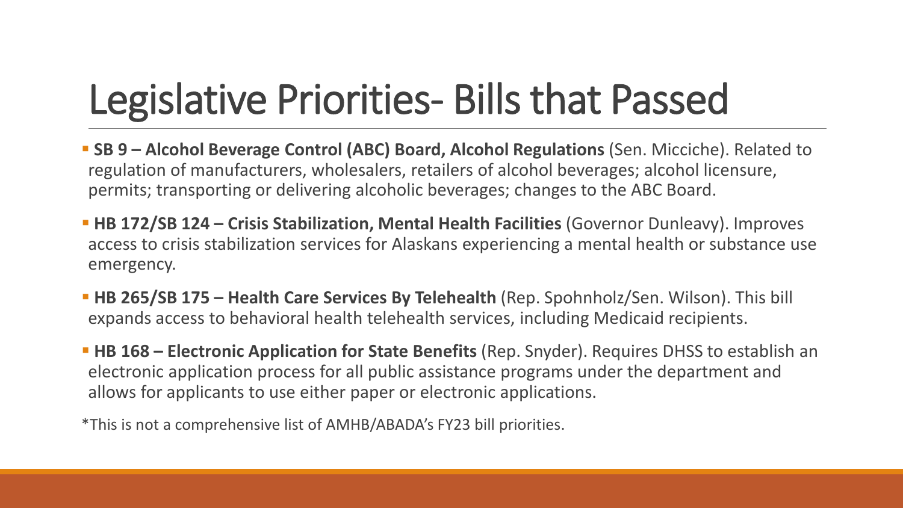# Legislative Priorities- Bills that Passed

- **SB 9 – Alcohol Beverage Control (ABC) Board, Alcohol Regulations** (Sen. Micciche). Related to regulation of manufacturers, wholesalers, retailers of alcohol beverages; alcohol licensure, permits; transporting or delivering alcoholic beverages; changes to the ABC Board.
- **HB 172/SB 124 – Crisis Stabilization, Mental Health Facilities** (Governor Dunleavy). Improves access to crisis stabilization services for Alaskans experiencing a mental health or substance use emergency.
- **HB 265/SB 175 – Health Care Services By Telehealth** (Rep. Spohnholz/Sen. Wilson). This bill expands access to behavioral health telehealth services, including Medicaid recipients.
- **HB 168 – Electronic Application for State Benefits** (Rep. Snyder). Requires DHSS to establish an electronic application process for all public assistance programs under the department and allows for applicants to use either paper or electronic applications.

*This is not a comprehensive list of AMHB/ABADA's FY23 bill priorities.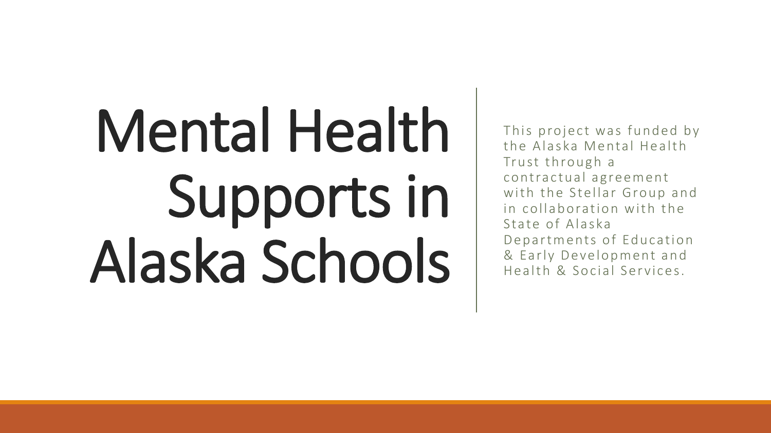# Mental Health Supports in Alaska Schools

This project was funded by the Alaska Mental Health Trust through a contractual agreement with the Stellar Group and in collaboration with the State of Alaska Departments of Education & Early Development and Health & Social Services.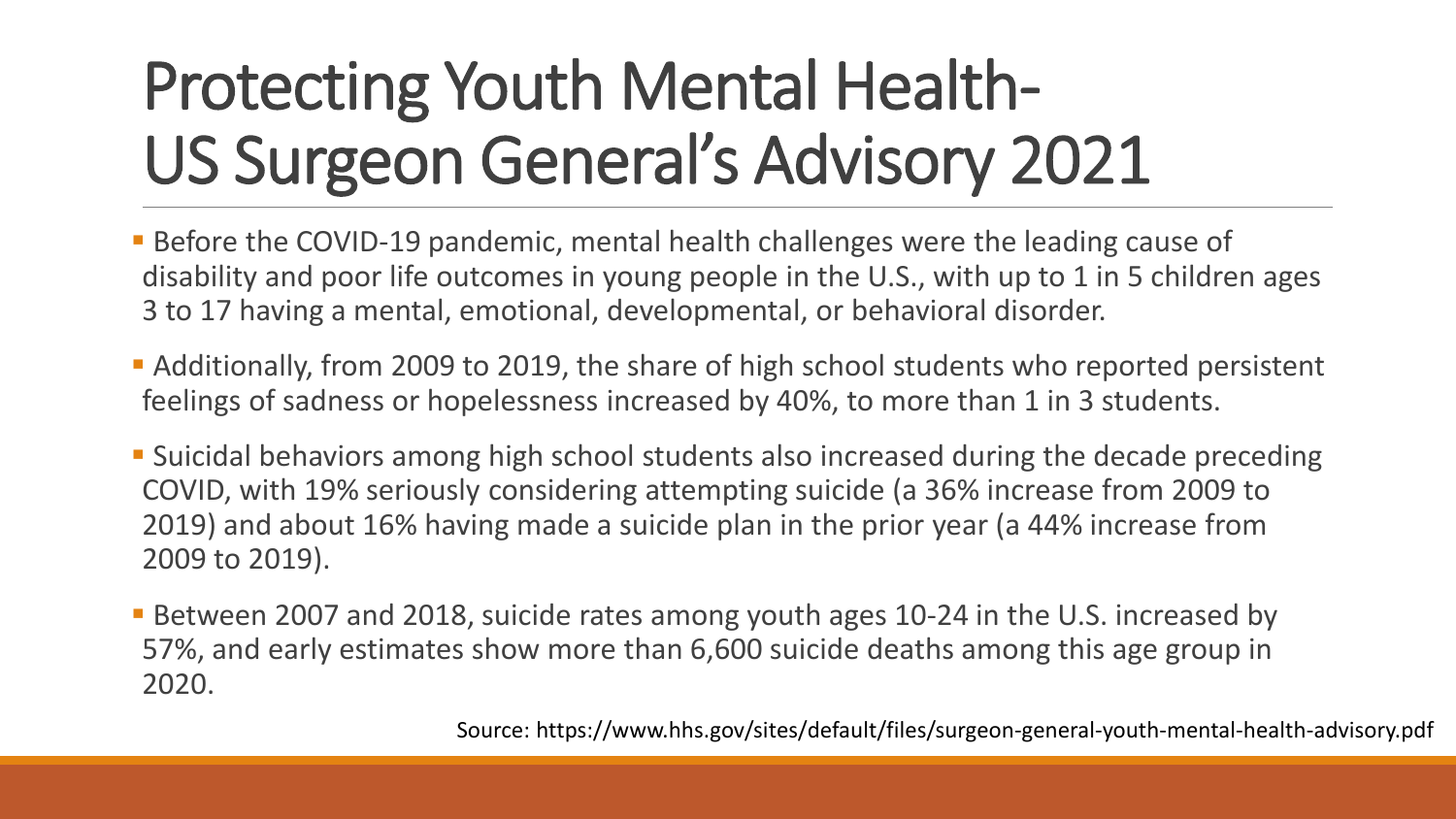# Protecting Youth Mental Health- US Surgeon General's Advisory 2021

- Before the COVID-19 pandemic, mental health challenges were the leading cause of disability and poor life outcomes in young people in the U.S., with up to 1 in 5 children ages 3 to 17 having a mental, emotional, developmental, or behavioral disorder.
- Additionally, from 2009 to 2019, the share of high school students who reported persistent feelings of sadness or hopelessness increased by 40%, to more than 1 in 3 students.
- Suicidal behaviors among high school students also increased during the decade preceding COVID, with 19% seriously considering attempting suicide (a 36% increase from 2009 to 2019) and about 16% having made a suicide plan in the prior year (a 44% increase from 2009 to 2019).
- Between 2007 and 2018, suicide rates among youth ages 10-24 in the U.S. increased by 57%, and early estimates show more than 6,600 suicide deaths among this age group in 2020.

Source: https://www.hhs.gov/sites/default/files/surgeon-general-youth-mental-health-advisory.pdf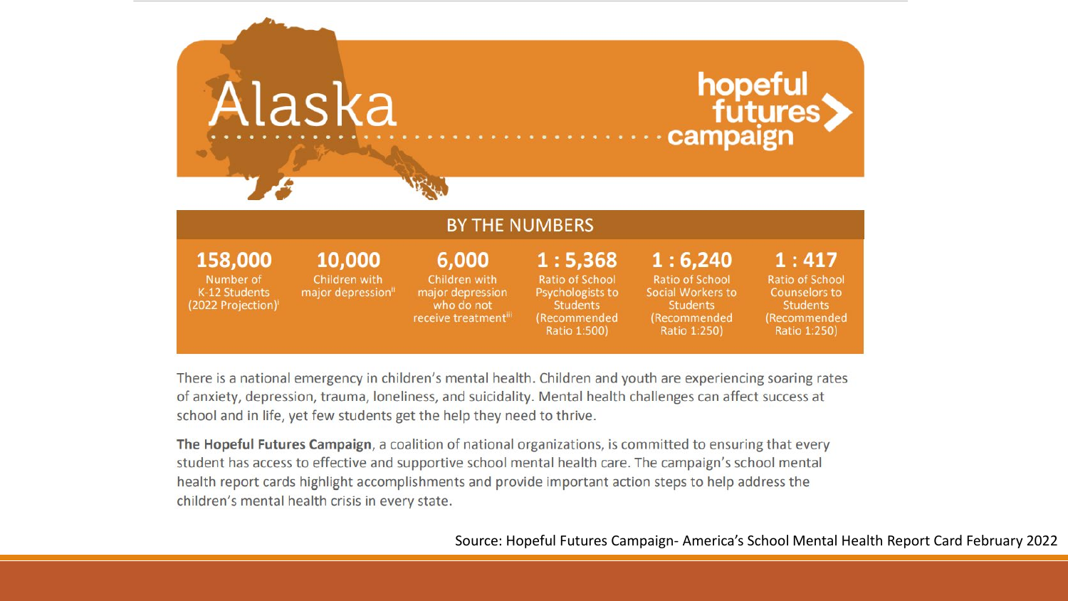# Alaska

**hopeful futures campaign**

## BY THE NUMBERS

| 158,000 | 10,000 | 6,000 | 1 : 5,368 | 1 : 6,240 | 1 : 417 |
|---|---|---|---|---|---|
| Number of K-12 Students (2022 Projection)[i] | Children with major depression[ii] | Children with major depression who do not receive treatment[iii] | Ratio of School Psychologists to Students (Recommended Ratio 1:500) | Ratio of School Social Workers to Students (Recommended Ratio 1:250) | Ratio of School Counselors to Students (Recommended Ratio 1:250) |

There is a national emergency in children's mental health. Children and youth are experiencing soaring rates of anxiety, depression, trauma, loneliness, and suicidality. Mental health challenges can affect success at school and in life, yet few students get the help they need to thrive.

**The Hopeful Futures Campaign**, a coalition of national organizations, is committed to ensuring that every student has access to effective and supportive school mental health care. The campaign's school mental health report cards highlight accomplishments and provide important action steps to help address the children's mental health crisis in every state.

Source: Hopeful Futures Campaign- America's School Mental Health Report Card February 2022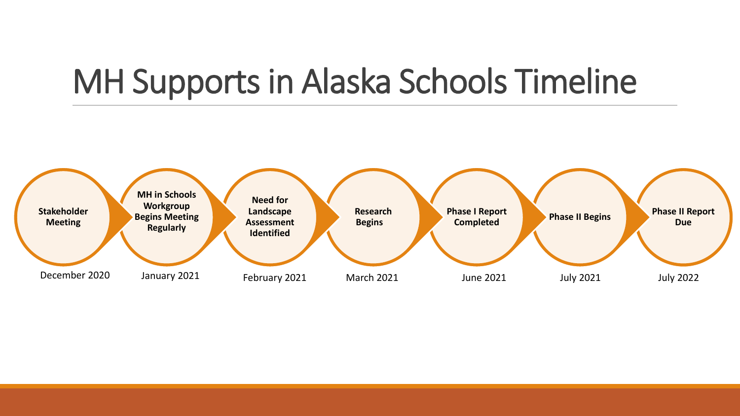# MH Supports in Alaska Schools Timeline

| Date | Milestone |
| --- | --- |
| December 2020 | **Stakeholder Meeting** |
| January 2021 | **MH in Schools Workgroup Begins Meeting Regularly** |
| February 2021 | **Need for Landscape Assessment Identified** |
| March 2021 | **Research Begins** |
| June 2021 | **Phase I Report Completed** |
| July 2021 | **Phase II Begins** |
| July 2022 | **Phase II Report Due** |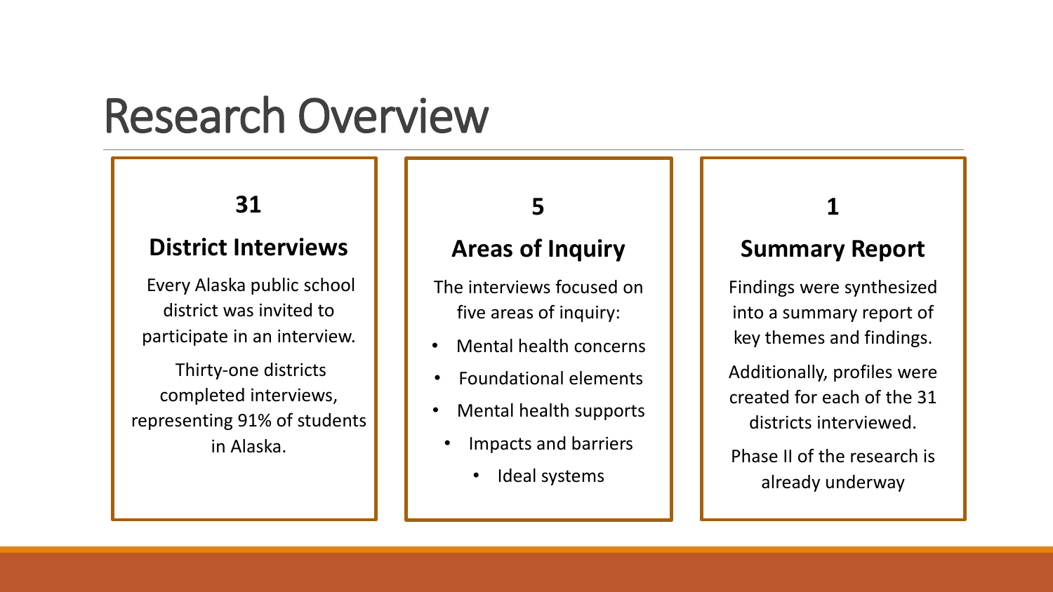# Research Overview

**31**

## District Interviews

Every Alaska public school district was invited to participate in an interview.

Thirty-one districts completed interviews, representing 91% of students in Alaska.

**5**

## Areas of Inquiry

The interviews focused on five areas of inquiry:

- Mental health concerns
- Foundational elements
- Mental health supports
- Impacts and barriers
- Ideal systems

**1**

## Summary Report

Findings were synthesized into a summary report of key themes and findings.

Additionally, profiles were created for each of the 31 districts interviewed.

Phase II of the research is already underway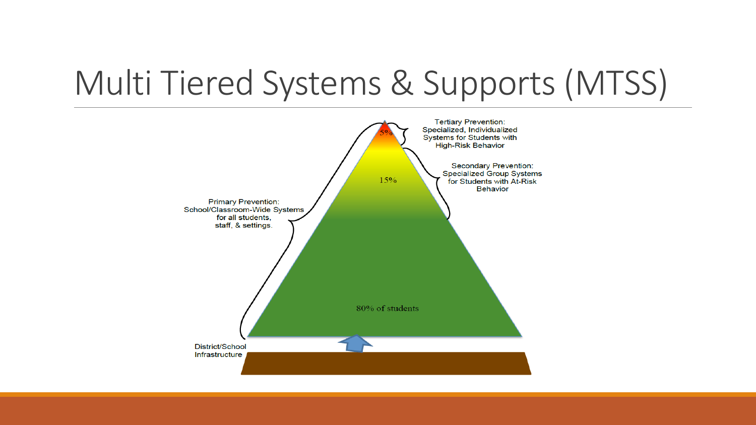# Multi Tiered Systems & Supports (MTSS)

Tertiary Prevention: Specialized, Individualized Systems for Students with High-Risk Behavior

5%

Secondary Prevention: Specialized Group Systems for Students with At-Risk Behavior

15%

Primary Prevention: School/Classroom-Wide Systems for all students, staff, & settings.

80% of students

District/School Infrastructure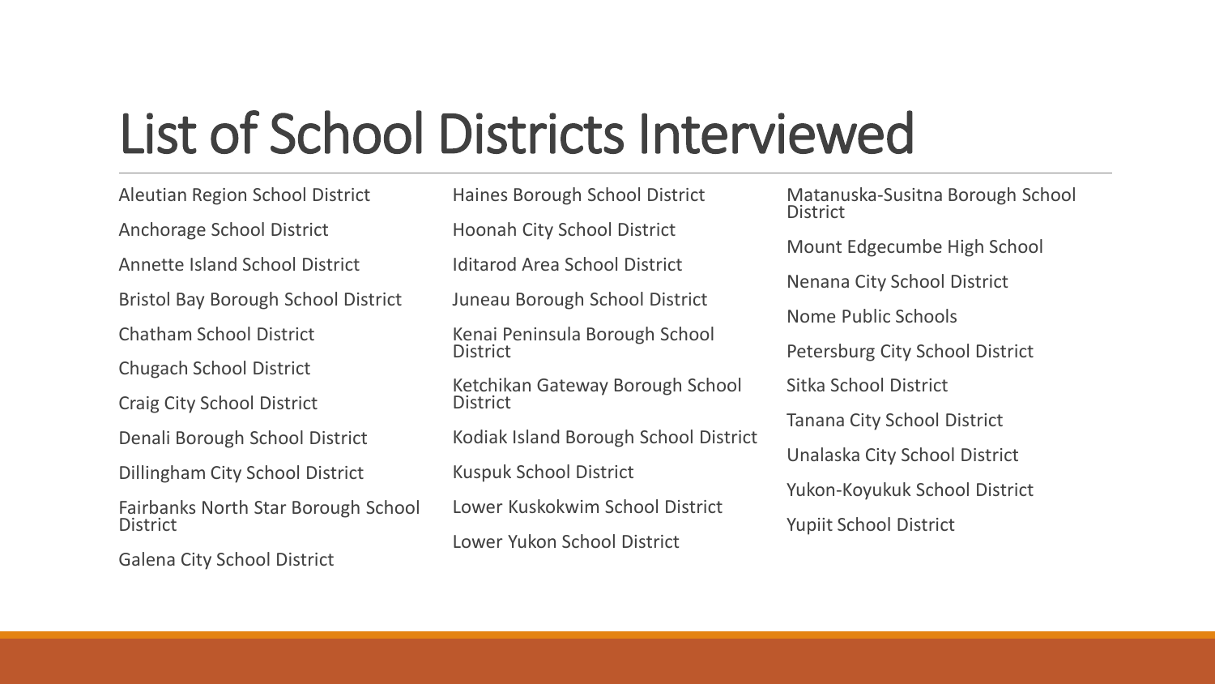# List of School Districts Interviewed

- Aleutian Region School District
- Anchorage School District
- Annette Island School District
- Bristol Bay Borough School District
- Chatham School District
- Chugach School District
- Craig City School District
- Denali Borough School District
- Dillingham City School District
- Fairbanks North Star Borough School District
- Galena City School District
- Haines Borough School District
- Hoonah City School District
- Iditarod Area School District
- Juneau Borough School District
- Kenai Peninsula Borough School District
- Ketchikan Gateway Borough School District
- Kodiak Island Borough School District
- Kuspuk School District
- Lower Kuskokwim School District
- Lower Yukon School District
- Matanuska-Susitna Borough School District
- Mount Edgecumbe High School
- Nenana City School District
- Nome Public Schools
- Petersburg City School District
- Sitka School District
- Tanana City School District
- Unalaska City School District
- Yukon-Koyukuk School District
- Yupiit School District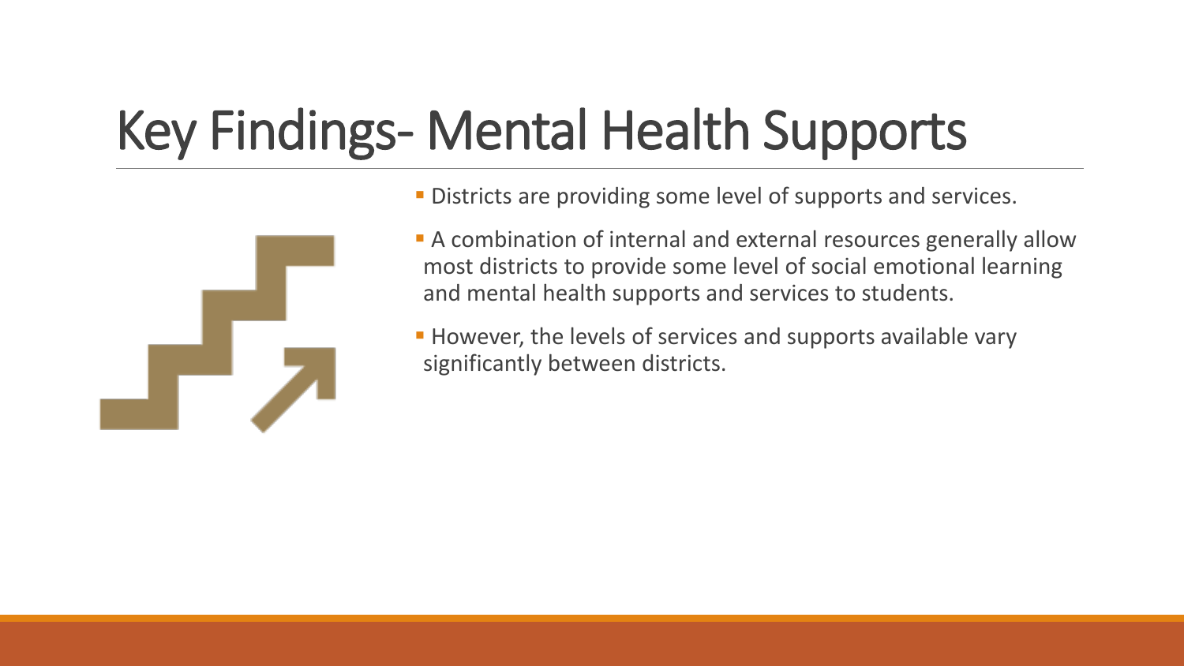# Key Findings- Mental Health Supports

- Districts are providing some level of supports and services.
- A combination of internal and external resources generally allow most districts to provide some level of social emotional learning and mental health supports and services to students.
- However, the levels of services and supports available vary significantly between districts.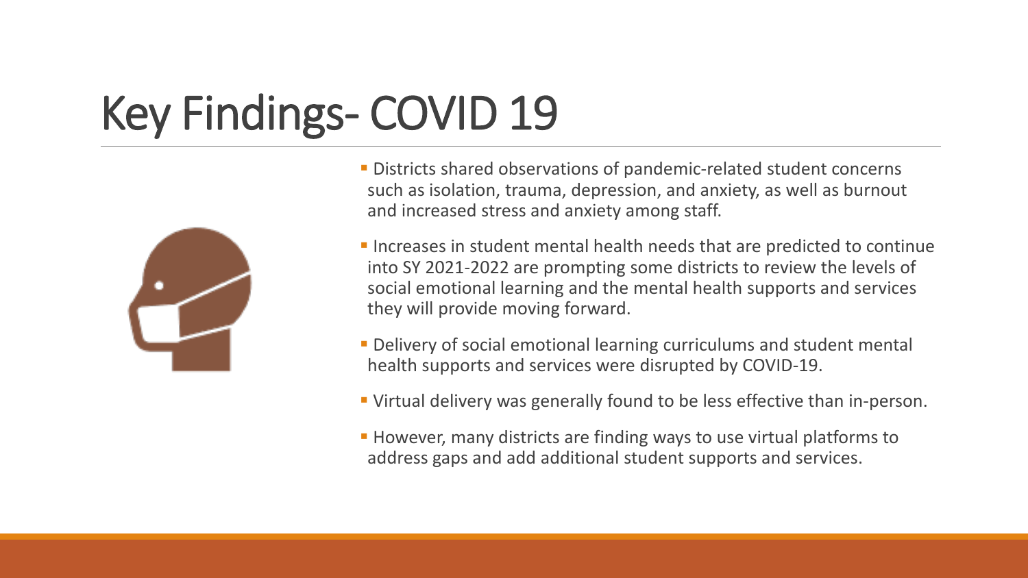# Key Findings- COVID 19

- Districts shared observations of pandemic-related student concerns such as isolation, trauma, depression, and anxiety, as well as burnout and increased stress and anxiety among staff.
- Increases in student mental health needs that are predicted to continue into SY 2021-2022 are prompting some districts to review the levels of social emotional learning and the mental health supports and services they will provide moving forward.
- Delivery of social emotional learning curriculums and student mental health supports and services were disrupted by COVID-19.
- Virtual delivery was generally found to be less effective than in-person.
- However, many districts are finding ways to use virtual platforms to address gaps and add additional student supports and services.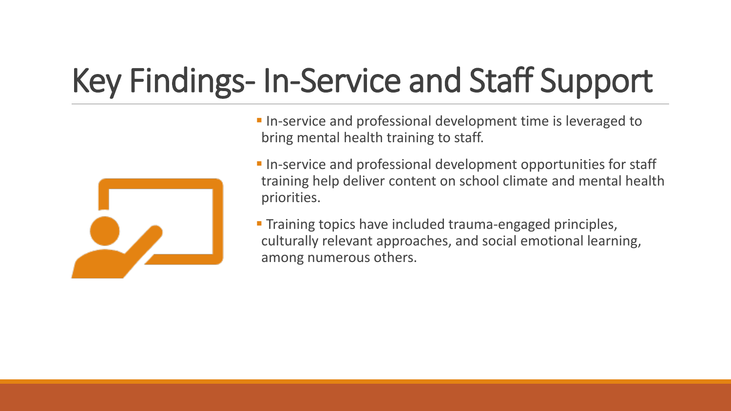# Key Findings- In-Service and Staff Support

- In-service and professional development time is leveraged to bring mental health training to staff.
- In-service and professional development opportunities for staff training help deliver content on school climate and mental health priorities.
- Training topics have included trauma-engaged principles, culturally relevant approaches, and social emotional learning, among numerous others.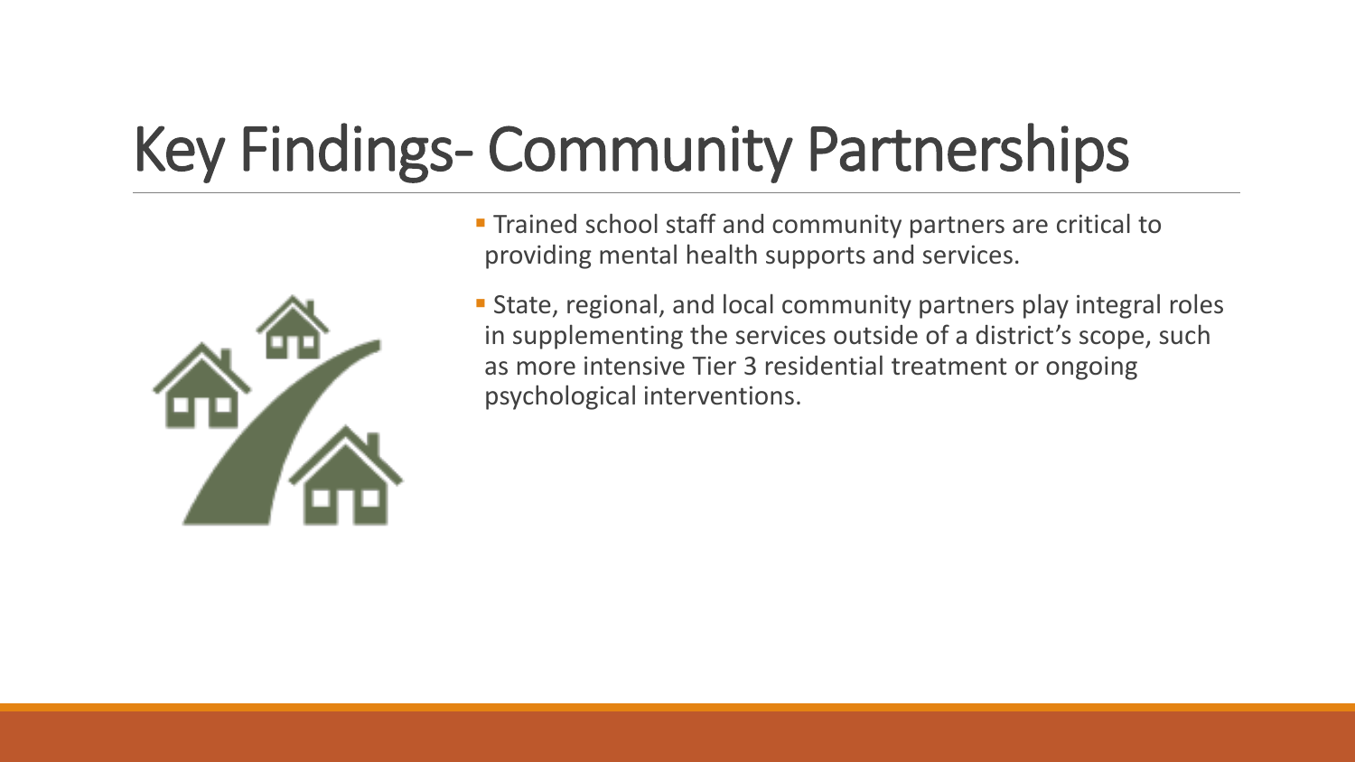# Key Findings- Community Partnerships

- Trained school staff and community partners are critical to providing mental health supports and services.
- State, regional, and local community partners play integral roles in supplementing the services outside of a district's scope, such as more intensive Tier 3 residential treatment or ongoing psychological interventions.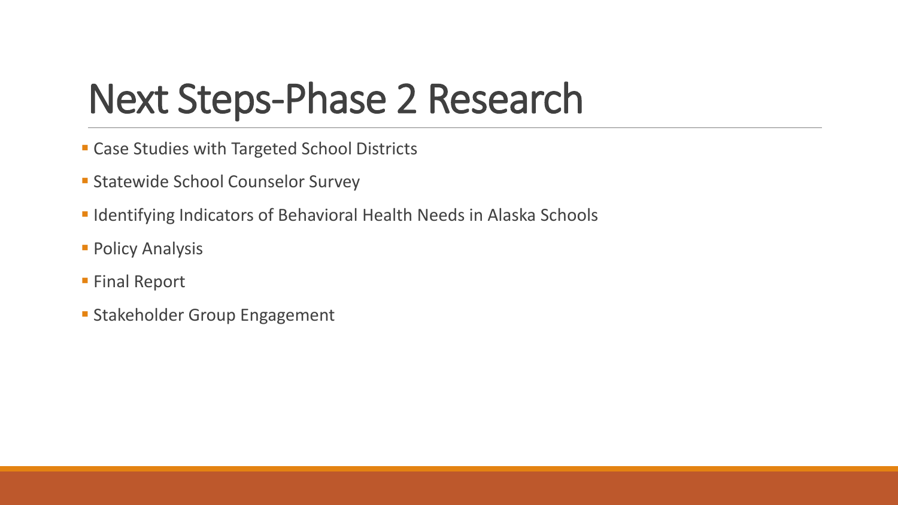# Next Steps-Phase 2 Research

- Case Studies with Targeted School Districts
- Statewide School Counselor Survey
- Identifying Indicators of Behavioral Health Needs in Alaska Schools
- Policy Analysis
- Final Report
- Stakeholder Group Engagement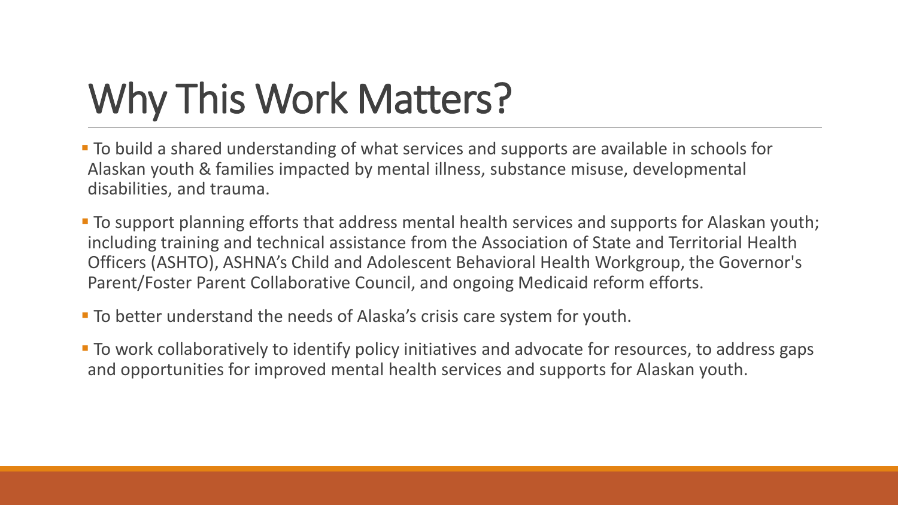# Why This Work Matters?

- To build a shared understanding of what services and supports are available in schools for Alaskan youth & families impacted by mental illness, substance misuse, developmental disabilities, and trauma.
- To support planning efforts that address mental health services and supports for Alaskan youth; including training and technical assistance from the Association of State and Territorial Health Officers (ASHTO), ASHNA's Child and Adolescent Behavioral Health Workgroup, the Governor's Parent/Foster Parent Collaborative Council, and ongoing Medicaid reform efforts.
- To better understand the needs of Alaska's crisis care system for youth.
- To work collaboratively to identify policy initiatives and advocate for resources, to address gaps and opportunities for improved mental health services and supports for Alaskan youth.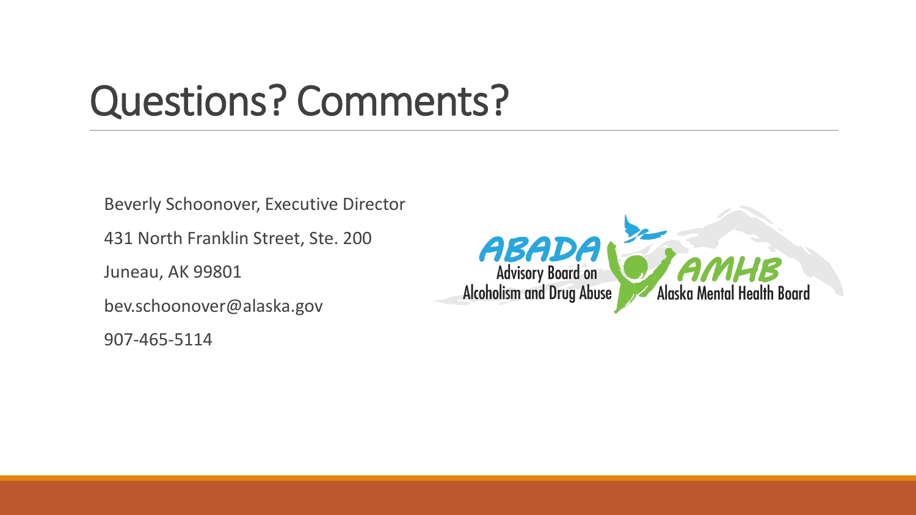# Questions? Comments?

Beverly Schoonover, Executive Director

431 North Franklin Street, Ste. 200

Juneau, AK 99801

bev.schoonover@alaska.gov

907-465-5114

ABADA Advisory Board on Alcoholism and Drug Abuse

AMHB Alaska Mental Health Board